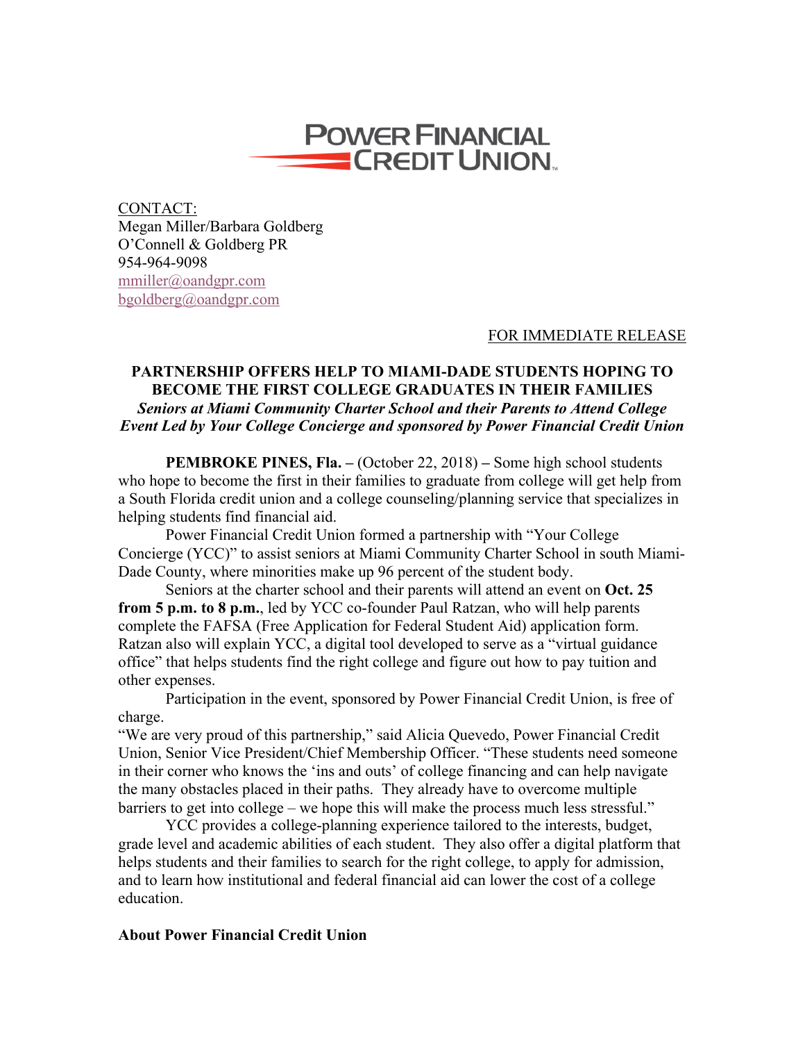**POWER FINANCIAL CREDIT UNION**

CONTACT:
Megan Miller/Barbara Goldberg
O'Connell & Goldberg PR
954-964-9098
mmiller@oandgpr.com
bgoldberg@oandgpr.com

FOR IMMEDIATE RELEASE

# PARTNERSHIP OFFERS HELP TO MIAMI-DADE STUDENTS HOPING TO BECOME THE FIRST COLLEGE GRADUATES IN THEIR FAMILIES

***Seniors at Miami Community Charter School and their Parents to Attend College Event Led by Your College Concierge and sponsored by Power Financial Credit Union***

**PEMBROKE PINES, Fla. –** (October 22, 2018) **–** Some high school students who hope to become the first in their families to graduate from college will get help from a South Florida credit union and a college counseling/planning service that specializes in helping students find financial aid.

Power Financial Credit Union formed a partnership with "Your College Concierge (YCC)" to assist seniors at Miami Community Charter School in south Miami-Dade County, where minorities make up 96 percent of the student body.

Seniors at the charter school and their parents will attend an event on **Oct. 25 from 5 p.m. to 8 p.m.**, led by YCC co-founder Paul Ratzan, who will help parents complete the FAFSA (Free Application for Federal Student Aid) application form. Ratzan also will explain YCC, a digital tool developed to serve as a "virtual guidance office" that helps students find the right college and figure out how to pay tuition and other expenses.

Participation in the event, sponsored by Power Financial Credit Union, is free of charge.

"We are very proud of this partnership," said Alicia Quevedo, Power Financial Credit Union, Senior Vice President/Chief Membership Officer. "These students need someone in their corner who knows the 'ins and outs' of college financing and can help navigate the many obstacles placed in their paths. They already have to overcome multiple barriers to get into college – we hope this will make the process much less stressful."

YCC provides a college-planning experience tailored to the interests, budget, grade level and academic abilities of each student. They also offer a digital platform that helps students and their families to search for the right college, to apply for admission, and to learn how institutional and federal financial aid can lower the cost of a college education.

## About Power Financial Credit Union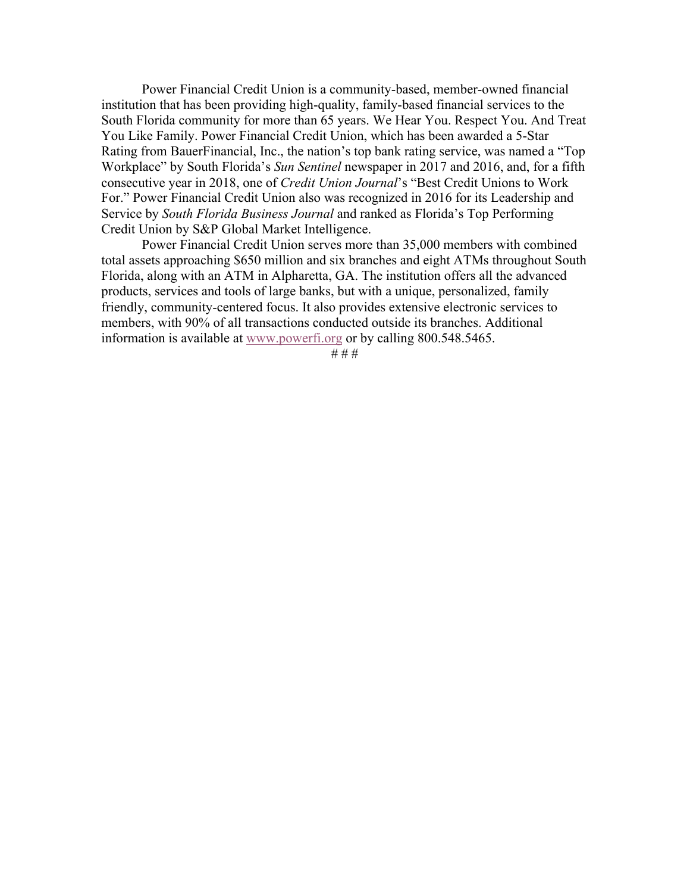Power Financial Credit Union is a community-based, member-owned financial institution that has been providing high-quality, family-based financial services to the South Florida community for more than 65 years. We Hear You. Respect You. And Treat You Like Family. Power Financial Credit Union, which has been awarded a 5-Star Rating from BauerFinancial, Inc., the nation's top bank rating service, was named a "Top Workplace" by South Florida's *Sun Sentinel* newspaper in 2017 and 2016, and, for a fifth consecutive year in 2018, one of *Credit Union Journal*'s "Best Credit Unions to Work For." Power Financial Credit Union also was recognized in 2016 for its Leadership and Service by *South Florida Business Journal* and ranked as Florida's Top Performing Credit Union by S&P Global Market Intelligence.

Power Financial Credit Union serves more than 35,000 members with combined total assets approaching $650 million and six branches and eight ATMs throughout South Florida, along with an ATM in Alpharetta, GA. The institution offers all the advanced products, services and tools of large banks, but with a unique, personalized, family friendly, community-centered focus. It also provides extensive electronic services to members, with 90% of all transactions conducted outside its branches. Additional information is available at [www.powerfi.org](http://www.powerfi.org) or by calling 800.548.5465.

# # #